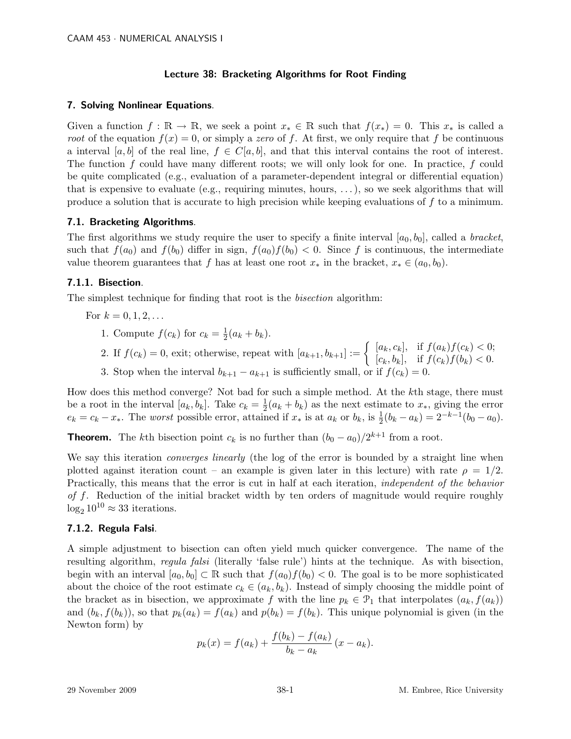## Lecture 38: Bracketing Algorithms for Root Finding

### 7. Solving Nonlinear Equations.

Given a function $f : \mathbb{R} \to \mathbb{R}$, we seek a point $x_* \in \mathbb{R}$ such that $f(x_*) = 0$. This $x_*$ is called a *root* of the equation $f(x) = 0$, or simply a *zero* of $f$. At first, we only require that $f$ be continuous a interval $[a, b]$ of the real line, $f \in C[a, b]$, and that this interval contains the root of interest. The function $f$ could have many different roots; we will only look for one. In practice, $f$ could be quite complicated (e.g., evaluation of a parameter-dependent integral or differential equation) that is expensive to evaluate (e.g., requiring minutes, hours, ...), so we seek algorithms that will produce a solution that is accurate to high precision while keeping evaluations of $f$ to a minimum.

### 7.1. Bracketing Algorithms.

The first algorithms we study require the user to specify a finite interval $[a_0, b_0]$, called a *bracket*, such that $f(a_0)$ and $f(b_0)$ differ in sign, $f(a_0)f(b_0) < 0$. Since $f$ is continuous, the intermediate value theorem guarantees that $f$ has at least one root $x_*$ in the bracket, $x_* \in (a_0, b_0)$.

### 7.1.1. Bisection.

The simplest technique for finding that root is the *bisection* algorithm:

For $k = 0, 1, 2, \ldots$

1. Compute $f(c_k)$ for $c_k = \frac{1}{2}(a_k + b_k)$.
2. If $f(c_k) = 0$, exit; otherwise, repeat with $[a_{k+1}, b_{k+1}] := \begin{cases} [a_k, c_k], & \text{if } f(a_k)f(c_k) < 0; \\ [c_k, b_k], & \text{if } f(c_k)f(b_k) < 0. \end{cases}$
3. Stop when the interval $b_{k+1} - a_{k+1}$ is sufficiently small, or if $f(c_k) = 0$.

How does this method converge? Not bad for such a simple method. At the $k$th stage, there must be a root in the interval $[a_k, b_k]$. Take $c_k = \frac{1}{2}(a_k + b_k)$ as the next estimate to $x_*$, giving the error $e_k = c_k - x_*$. The *worst* possible error, attained if $x_*$ is at $a_k$ or $b_k$, is $\frac{1}{2}(b_k - a_k) = 2^{-k-1}(b_0 - a_0)$.

**Theorem.** The $k$th bisection point $c_k$ is no further than $(b_0 - a_0)/2^{k+1}$ from a root.

We say this iteration *converges linearly* (the log of the error is bounded by a straight line when plotted against iteration count – an example is given later in this lecture) with rate $\rho = 1/2$. Practically, this means that the error is cut in half at each iteration, *independent of the behavior of $f$*. Reduction of the initial bracket width by ten orders of magnitude would require roughly $\log_2 10^{10} \approx 33$ iterations.

### 7.1.2. Regula Falsi.

A simple adjustment to bisection can often yield much quicker convergence. The name of the resulting algorithm, *regula falsi* (literally 'false rule') hints at the technique. As with bisection, begin with an interval $[a_0, b_0] \subset \mathbb{R}$ such that $f(a_0)f(b_0) < 0$. The goal is to be more sophisticated about the choice of the root estimate $c_k \in (a_k, b_k)$. Instead of simply choosing the middle point of the bracket as in bisection, we approximate $f$ with the line $p_k \in \mathcal{P}_1$ that interpolates $(a_k, f(a_k))$ and $(b_k, f(b_k))$, so that $p_k(a_k) = f(a_k)$ and $p(b_k) = f(b_k)$. This unique polynomial is given (in the Newton form) by

$$p_k(x) = f(a_k) + \frac{f(b_k) - f(a_k)}{b_k - a_k}(x - a_k).$$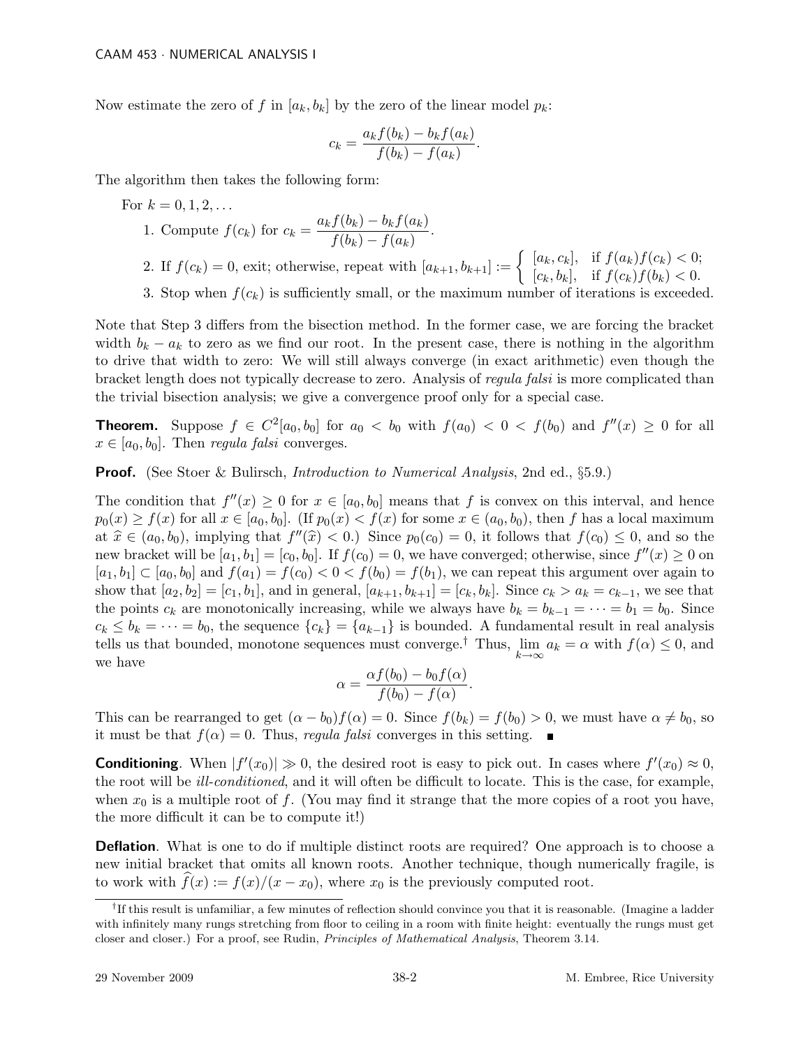Now estimate the zero of $f$ in $[a_k, b_k]$ by the zero of the linear model $p_k$:

$$c_k = \frac{a_k f(b_k) - b_k f(a_k)}{f(b_k) - f(a_k)}.$$

The algorithm then takes the following form:

For $k = 0, 1, 2, \ldots$

1. Compute $f(c_k)$ for $c_k = \dfrac{a_k f(b_k) - b_k f(a_k)}{f(b_k) - f(a_k)}$.
2. If $f(c_k) = 0$, exit; otherwise, repeat with $[a_{k+1}, b_{k+1}] := \begin{cases} [a_k, c_k], & \text{if } f(a_k)f(c_k) < 0; \\ [c_k, b_k], & \text{if } f(c_k)f(b_k) < 0. \end{cases}$
3. Stop when $f(c_k)$ is sufficiently small, or the maximum number of iterations is exceeded.

Note that Step 3 differs from the bisection method. In the former case, we are forcing the bracket width $b_k - a_k$ to zero as we find our root. In the present case, there is nothing in the algorithm to drive that width to zero: We will still always converge (in exact arithmetic) even though the bracket length does not typically decrease to zero. Analysis of *regula falsi* is more complicated than the trivial bisection analysis; we give a convergence proof only for a special case.

**Theorem.** Suppose $f \in C^2[a_0, b_0]$ for $a_0 < b_0$ with $f(a_0) < 0 < f(b_0)$ and $f''(x) \geq 0$ for all $x \in [a_0, b_0]$. Then *regula falsi* converges.

**Proof.** (See Stoer & Bulirsch, *Introduction to Numerical Analysis*, 2nd ed., §5.9.)

The condition that $f''(x) \geq 0$ for $x \in [a_0, b_0]$ means that $f$ is convex on this interval, and hence $p_0(x) \geq f(x)$ for all $x \in [a_0, b_0]$. (If $p_0(x) < f(x)$ for some $x \in (a_0, b_0)$, then $f$ has a local maximum at $\widehat{x} \in (a_0, b_0)$, implying that $f''(\widehat{x}) < 0$.) Since $p_0(c_0) = 0$, it follows that $f(c_0) \leq 0$, and so the new bracket will be $[a_1, b_1] = [c_0, b_0]$. If $f(c_0) = 0$, we have converged; otherwise, since $f''(x) \geq 0$ on $[a_1, b_1] \subset [a_0, b_0]$ and $f(a_1) = f(c_0) < 0 < f(b_0) = f(b_1)$, we can repeat this argument over again to show that $[a_2, b_2] = [c_1, b_1]$, and in general, $[a_{k+1}, b_{k+1}] = [c_k, b_k]$. Since $c_k > a_k = c_{k-1}$, we see that the points $c_k$ are monotonically increasing, while we always have $b_k = b_{k-1} = \cdots = b_1 = b_0$. Since $c_k \leq b_k = \cdots = b_0$, the sequence $\{c_k\} = \{a_{k-1}\}$ is bounded. A fundamental result in real analysis tells us that bounded, monotone sequences must converge.[†] Thus, $\lim_{k\to\infty} a_k = \alpha$ with $f(\alpha) \leq 0$, and we have

$$\alpha = \frac{\alpha f(b_0) - b_0 f(\alpha)}{f(b_0) - f(\alpha)}.$$

This can be rearranged to get $(\alpha - b_0)f(\alpha) = 0$. Since $f(b_k) = f(b_0) > 0$, we must have $\alpha \neq b_0$, so it must be that $f(\alpha) = 0$. Thus, *regula falsi* converges in this setting. ∎

**Conditioning**. When $|f'(x_0)| \gg 0$, the desired root is easy to pick out. In cases where $f'(x_0) \approx 0$, the root will be *ill-conditioned*, and it will often be difficult to locate. This is the case, for example, when $x_0$ is a multiple root of $f$. (You may find it strange that the more copies of a root you have, the more difficult it can be to compute it!)

**Deflation**. What is one to do if multiple distinct roots are required? One approach is to choose a new initial bracket that omits all known roots. Another technique, though numerically fragile, is to work with $\widehat{f}(x) := f(x)/(x - x_0)$, where $x_0$ is the previously computed root.

---

[†] If this result is unfamiliar, a few minutes of reflection should convince you that it is reasonable. (Imagine a ladder with infinitely many rungs stretching from floor to ceiling in a room with finite height: eventually the rungs must get closer and closer.) For a proof, see Rudin, *Principles of Mathematical Analysis*, Theorem 3.14.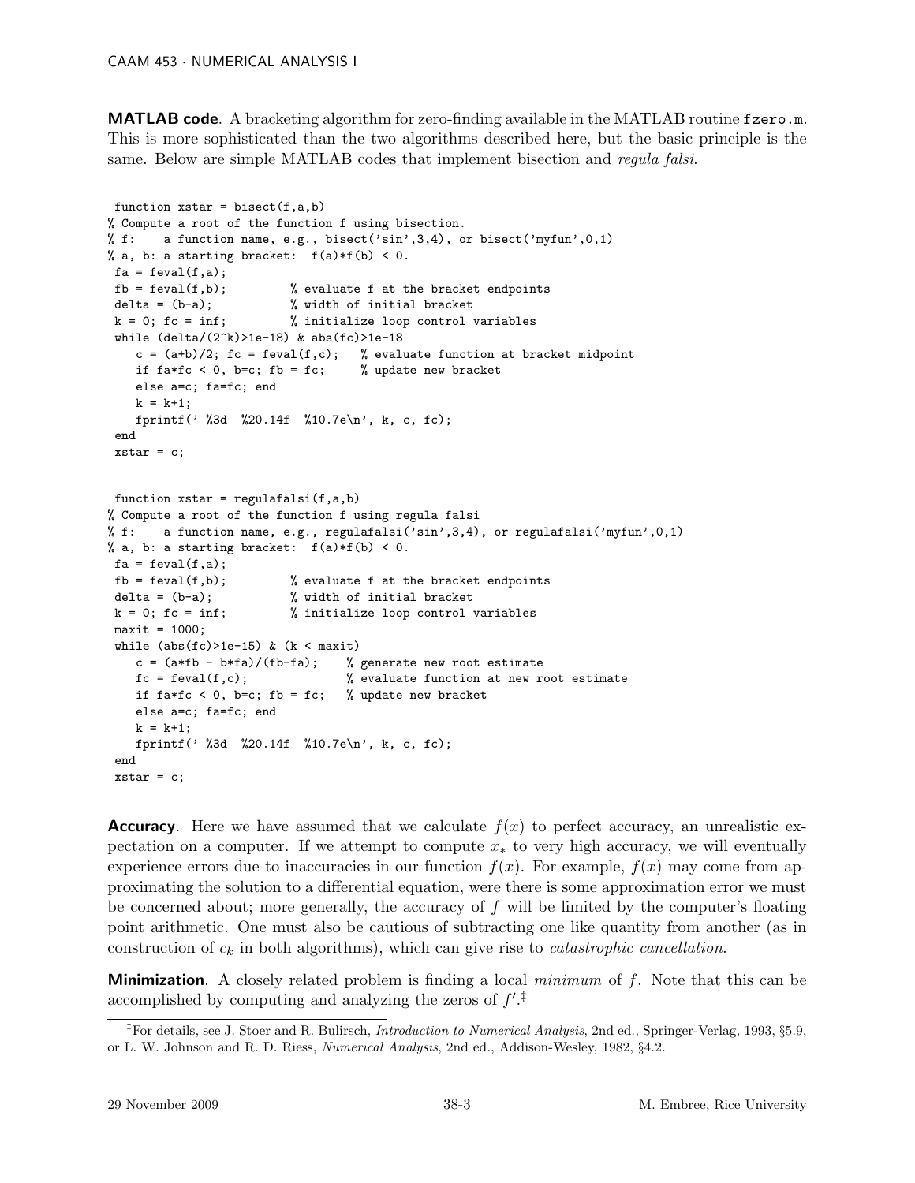**MATLAB code**. A bracketing algorithm for zero-finding available in the MATLAB routine `fzero.m`. This is more sophisticated than the two algorithms described here, but the basic principle is the same. Below are simple MATLAB codes that implement bisection and *regula falsi*.

```
 function xstar = bisect(f,a,b)
% Compute a root of the function f using bisection.
% f:    a function name, e.g., bisect('sin',3,4), or bisect('myfun',0,1)
% a, b: a starting bracket:  f(a)*f(b) < 0.
 fa = feval(f,a);
 fb = feval(f,b);          % evaluate f at the bracket endpoints
 delta = (b-a);            % width of initial bracket
 k = 0; fc = inf;          % initialize loop control variables
 while (delta/(2^k)>1e-18) & abs(fc)>1e-18
    c = (a+b)/2; fc = feval(f,c);   % evaluate function at bracket midpoint
    if fa*fc < 0, b=c; fb = fc;     % update new bracket
    else a=c; fa=fc; end
    k = k+1;
    fprintf(' %3d  %20.14f  %10.7e\n', k, c, fc);
 end
 xstar = c;
```

```
 function xstar = regulafalsi(f,a,b)
% Compute a root of the function f using regula falsi
% f:    a function name, e.g., regulafalsi('sin',3,4), or regulafalsi('myfun',0,1)
% a, b: a starting bracket:  f(a)*f(b) < 0.
 fa = feval(f,a);
 fb = feval(f,b);          % evaluate f at the bracket endpoints
 delta = (b-a);            % width of initial bracket
 k = 0; fc = inf;          % initialize loop control variables
 maxit = 1000;
 while (abs(fc)>1e-15) & (k < maxit)
    c = (a*fb - b*fa)/(fb-fa);    % generate new root estimate
    fc = feval(f,c);              % evaluate function at new root estimate
    if fa*fc < 0, b=c; fb = fc;   % update new bracket
    else a=c; fa=fc; end
    k = k+1;
    fprintf(' %3d  %20.14f  %10.7e\n', k, c, fc);
 end
 xstar = c;
```

**Accuracy**. Here we have assumed that we calculate $f(x)$ to perfect accuracy, an unrealistic expectation on a computer. If we attempt to compute $x_*$ to very high accuracy, we will eventually experience errors due to inaccuracies in our function $f(x)$. For example, $f(x)$ may come from approximating the solution to a differential equation, were there is some approximation error we must be concerned about; more generally, the accuracy of $f$ will be limited by the computer's floating point arithmetic. One must also be cautious of subtracting one like quantity from another (as in construction of $c_k$ in both algorithms), which can give rise to *catastrophic cancellation*.

**Minimization**. A closely related problem is finding a local *minimum* of $f$. Note that this can be accomplished by computing and analyzing the zeros of $f'$.[‡]

[‡]For details, see J. Stoer and R. Bulirsch, *Introduction to Numerical Analysis*, 2nd ed., Springer-Verlag, 1993, §5.9, or L. W. Johnson and R. D. Riess, *Numerical Analysis*, 2nd ed., Addison-Wesley, 1982, §4.2.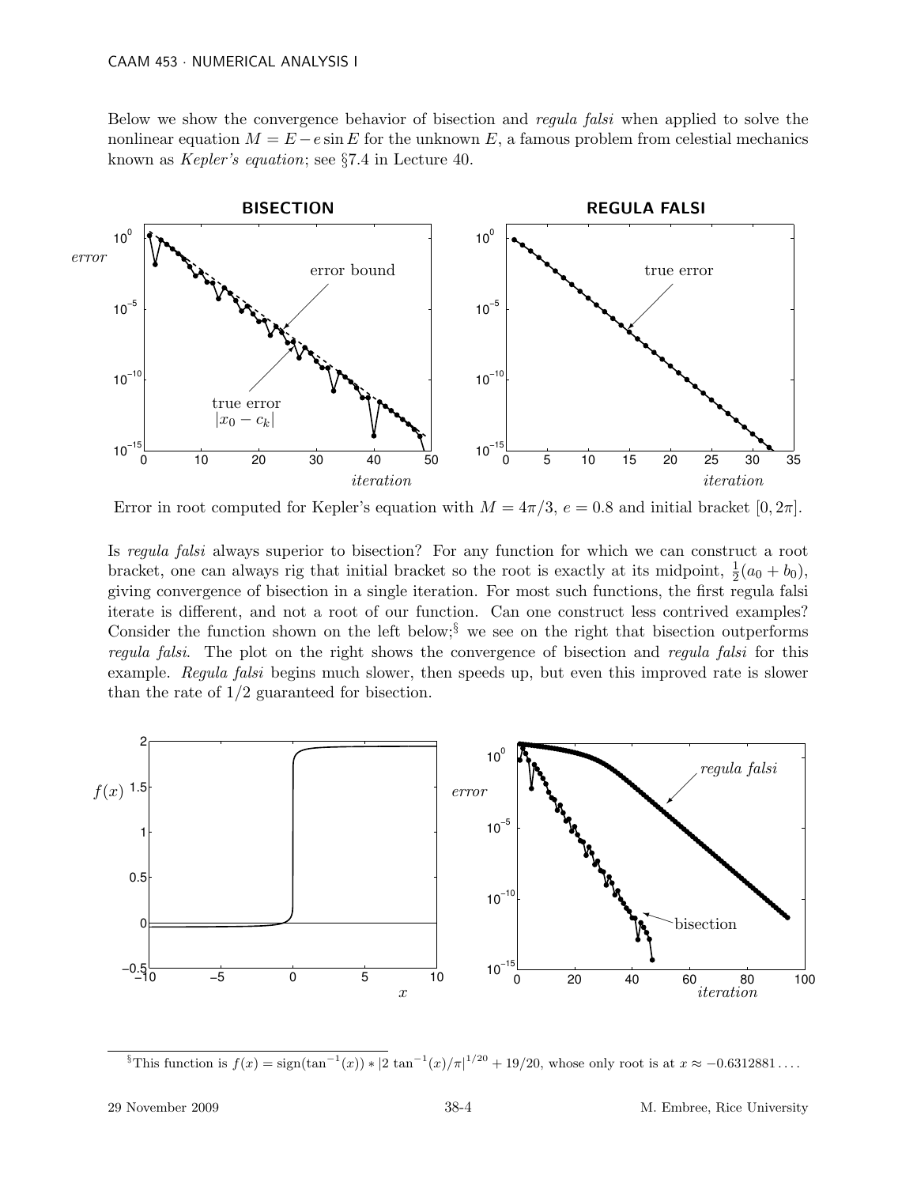Below we show the convergence behavior of bisection and *regula falsi* when applied to solve the nonlinear equation $M = E - e \sin E$ for the unknown $E$, a famous problem from celestial mechanics known as *Kepler's equation*; see §7.4 in Lecture 40.

**BISECTION**

$10^0$
*error*
error bound
$10^{-5}$
$10^{-10}$
true error
$|x_0 - c_k|$
$10^{-15}$
0 10 20 30 40 50
*iteration*

**REGULA FALSI**

$10^0$
true error
$10^{-5}$
$10^{-10}$
$10^{-15}$
0 5 10 15 20 25 30 35
*iteration*

Error in root computed for Kepler's equation with $M = 4\pi/3$, $e = 0.8$ and initial bracket $[0, 2\pi]$.

Is *regula falsi* always superior to bisection? For any function for which we can construct a root bracket, one can always rig that initial bracket so the root is exactly at its midpoint, $\frac{1}{2}(a_0 + b_0)$, giving convergence of bisection in a single iteration. For most such functions, the first regula falsi iterate is different, and not a root of our function. Can one construct less contrived examples? Consider the function shown on the left below;[§] we see on the right that bisection outperforms *regula falsi*. The plot on the right shows the convergence of bisection and *regula falsi* for this example. *Regula falsi* begins much slower, then speeds up, but even this improved rate is slower than the rate of $1/2$ guaranteed for bisection.

2
$f(x)$ 1.5
1
0.5
0
$-0.5$
$-10$ $-5$ 0 5 10
$x$

$10^0$
*error*
*regula falsi*
$10^{-5}$
$10^{-10}$
bisection
$10^{-15}$
0 20 40 60 80 100
*iteration*

[§]This function is $f(x) = \text{sign}(\tan^{-1}(x)) * |2\tan^{-1}(x)/\pi|^{1/20} + 19/20$, whose only root is at $x \approx -0.6312881\ldots$.